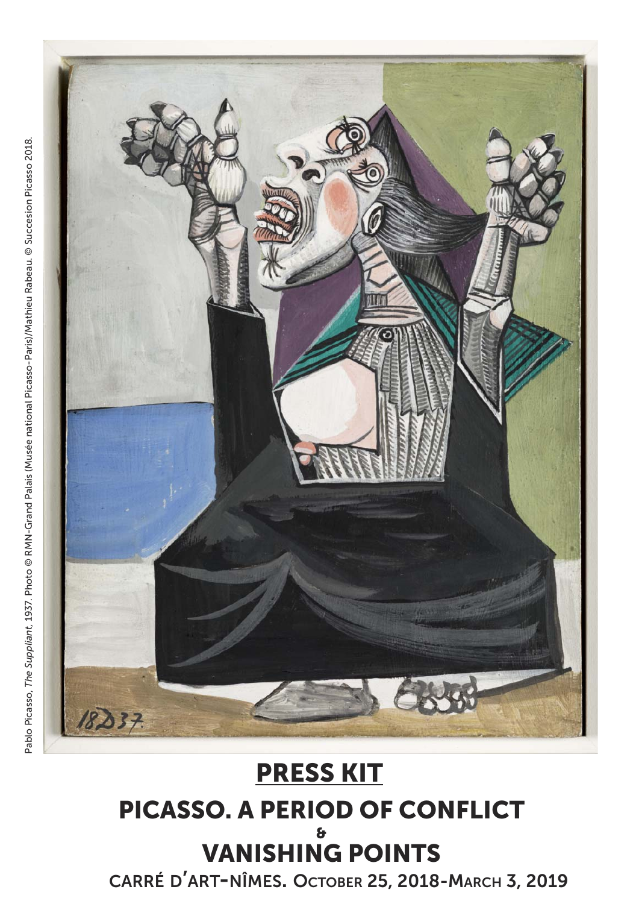Pablo Picasso, *The Suppliant*, 1937. Photo © RMN-Grand Palais (Musée national Picasso-Paris)/Mathieu Rabeau. © Succesion Picasso 2018.

# PRESS KIT

## PICASSO. A PERIOD OF CONFLICT
## &
## VANISHING POINTS

### CARRÉ D'ART-NÎMES. OCTOBER 25, 2018-MARCH 3, 2019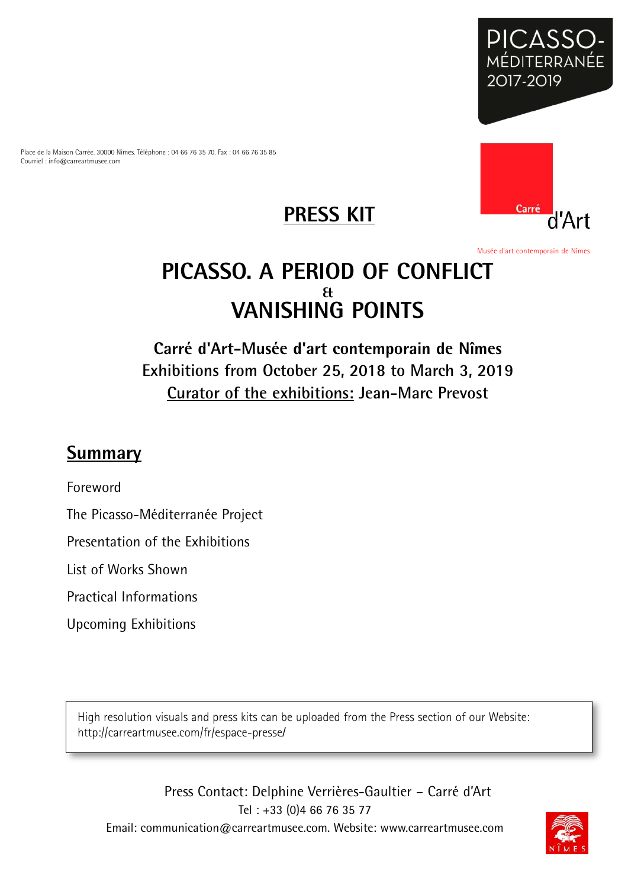PICASSO-
MÉDITERRANÉE
2017-2019

Place de la Maison Carrée. 30000 Nîmes. Téléphone : 04 66 76 35 70. Fax : 04 66 76 35 85
Courriel : info@carreartmusee.com

Carré d'Art

Musée d'art contemporain de Nîmes

# PRESS KIT

# PICASSO. A PERIOD OF CONFLICT
# &
# VANISHING POINTS

**Carré d'Art-Musée d'art contemporain de Nîmes**
**Exhibitions from October 25, 2018 to March 3, 2019**
**Curator of the exhibitions: Jean-Marc Prevost**

## Summary

Foreword

The Picasso-Méditerranée Project

Presentation of the Exhibitions

List of Works Shown

Practical Informations

Upcoming Exhibitions

High resolution visuals and press kits can be uploaded from the Press section of our Website: http://carreartmusee.com/fr/espace-presse/

Press Contact: Delphine Verrières-Gaultier – Carré d'Art
Tel : +33 (0)4 66 76 35 77
Email: communication@carreartmusee.com. Website: www.carreartmusee.com

NÎMES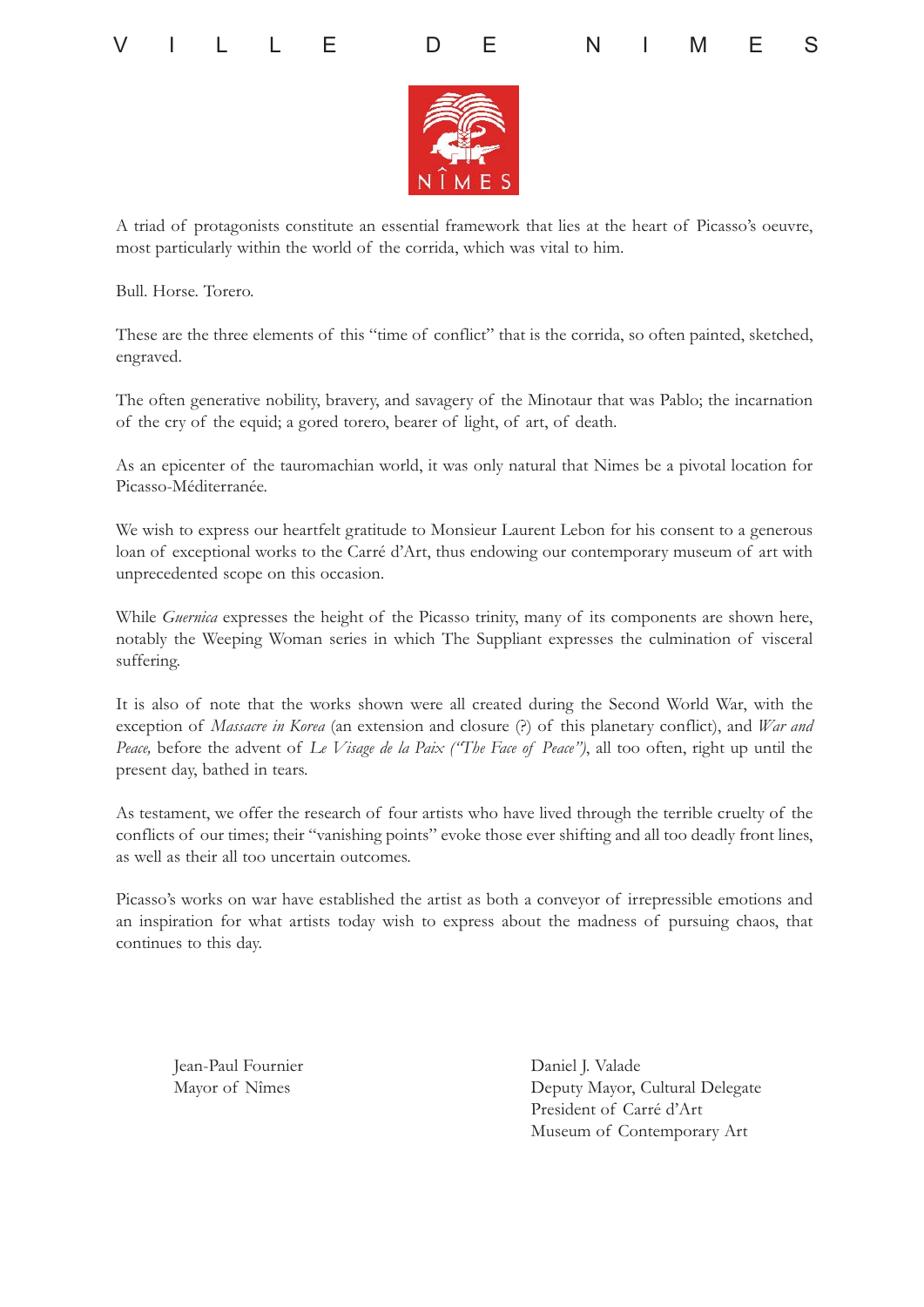# V I L L E D E N I M E S

NÎMES

A triad of protagonists constitute an essential framework that lies at the heart of Picasso's oeuvre, most particularly within the world of the corrida, which was vital to him.

Bull. Horse. Torero.

These are the three elements of this "time of conflict" that is the corrida, so often painted, sketched, engraved.

The often generative nobility, bravery, and savagery of the Minotaur that was Pablo; the incarnation of the cry of the equid; a gored torero, bearer of light, of art, of death.

As an epicenter of the tauromachian world, it was only natural that Nimes be a pivotal location for Picasso-Méditerranée.

We wish to express our heartfelt gratitude to Monsieur Laurent Lebon for his consent to a generous loan of exceptional works to the Carré d'Art, thus endowing our contemporary museum of art with unprecedented scope on this occasion.

While *Guernica* expresses the height of the Picasso trinity, many of its components are shown here, notably the Weeping Woman series in which The Suppliant expresses the culmination of visceral suffering.

It is also of note that the works shown were all created during the Second World War, with the exception of *Massacre in Korea* (an extension and closure (?) of this planetary conflict), and *War and Peace,* before the advent of *Le Visage de la Paix ("The Face of Peace")*, all too often, right up until the present day, bathed in tears.

As testament, we offer the research of four artists who have lived through the terrible cruelty of the conflicts of our times; their "vanishing points" evoke those ever shifting and all too deadly front lines, as well as their all too uncertain outcomes.

Picasso's works on war have established the artist as both a conveyor of irrepressible emotions and an inspiration for what artists today wish to express about the madness of pursuing chaos, that continues to this day.

Jean-Paul Fournier
Mayor of Nîmes

Daniel J. Valade
Deputy Mayor, Cultural Delegate
President of Carré d'Art
Museum of Contemporary Art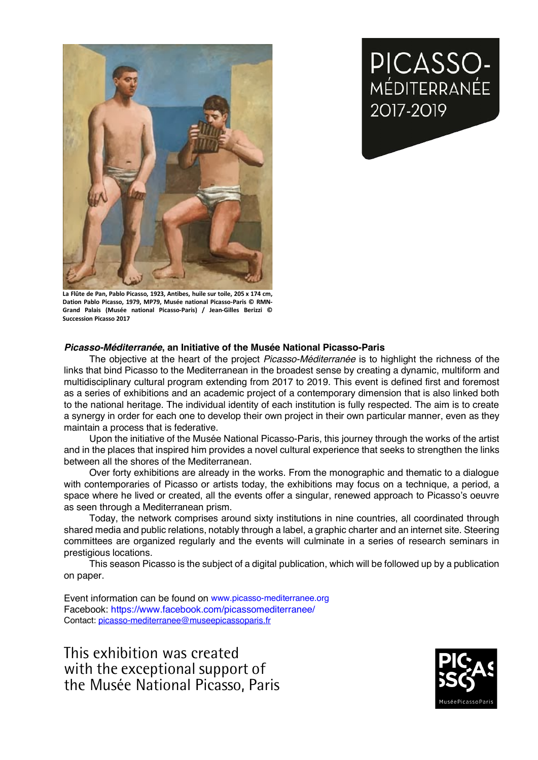La Flûte de Pan, Pablo Picasso, 1923, Antibes, huile sur toile, 205 x 174 cm, Dation Pablo Picasso, 1979, MP79, Musée national Picasso-Paris © RMN-Grand Palais (Musée national Picasso-Paris) / Jean-Gilles Berizzi © Succession Picasso 2017

PICASSO-MÉDITERRANÉE 2017-2019

### *Picasso-Méditerranée*, an Initiative of the Musée National Picasso-Paris

The objective at the heart of the project *Picasso-Méditerranée* is to highlight the richness of the links that bind Picasso to the Mediterranean in the broadest sense by creating a dynamic, multiform and multidisciplinary cultural program extending from 2017 to 2019. This event is defined first and foremost as a series of exhibitions and an academic project of a contemporary dimension that is also linked both to the national heritage. The individual identity of each institution is fully respected. The aim is to create a synergy in order for each one to develop their own project in their own particular manner, even as they maintain a process that is federative.

Upon the initiative of the Musée National Picasso-Paris, this journey through the works of the artist and in the places that inspired him provides a novel cultural experience that seeks to strengthen the links between all the shores of the Mediterranean.

Over forty exhibitions are already in the works. From the monographic and thematic to a dialogue with contemporaries of Picasso or artists today, the exhibitions may focus on a technique, a period, a space where he lived or created, all the events offer a singular, renewed approach to Picasso's oeuvre as seen through a Mediterranean prism.

Today, the network comprises around sixty institutions in nine countries, all coordinated through shared media and public relations, notably through a label, a graphic charter and an internet site. Steering committees are organized regularly and the events will culminate in a series of research seminars in prestigious locations.

This season Picasso is the subject of a digital publication, which will be followed up by a publication on paper.

Event information can be found on www.picasso-mediterranee.org
Facebook: https://www.facebook.com/picassomediterranee/
Contact: picasso-mediterranee@museepicassoparis.fr

This exhibition was created with the exceptional support of the Musée National Picasso, Paris

MuséePicassoParis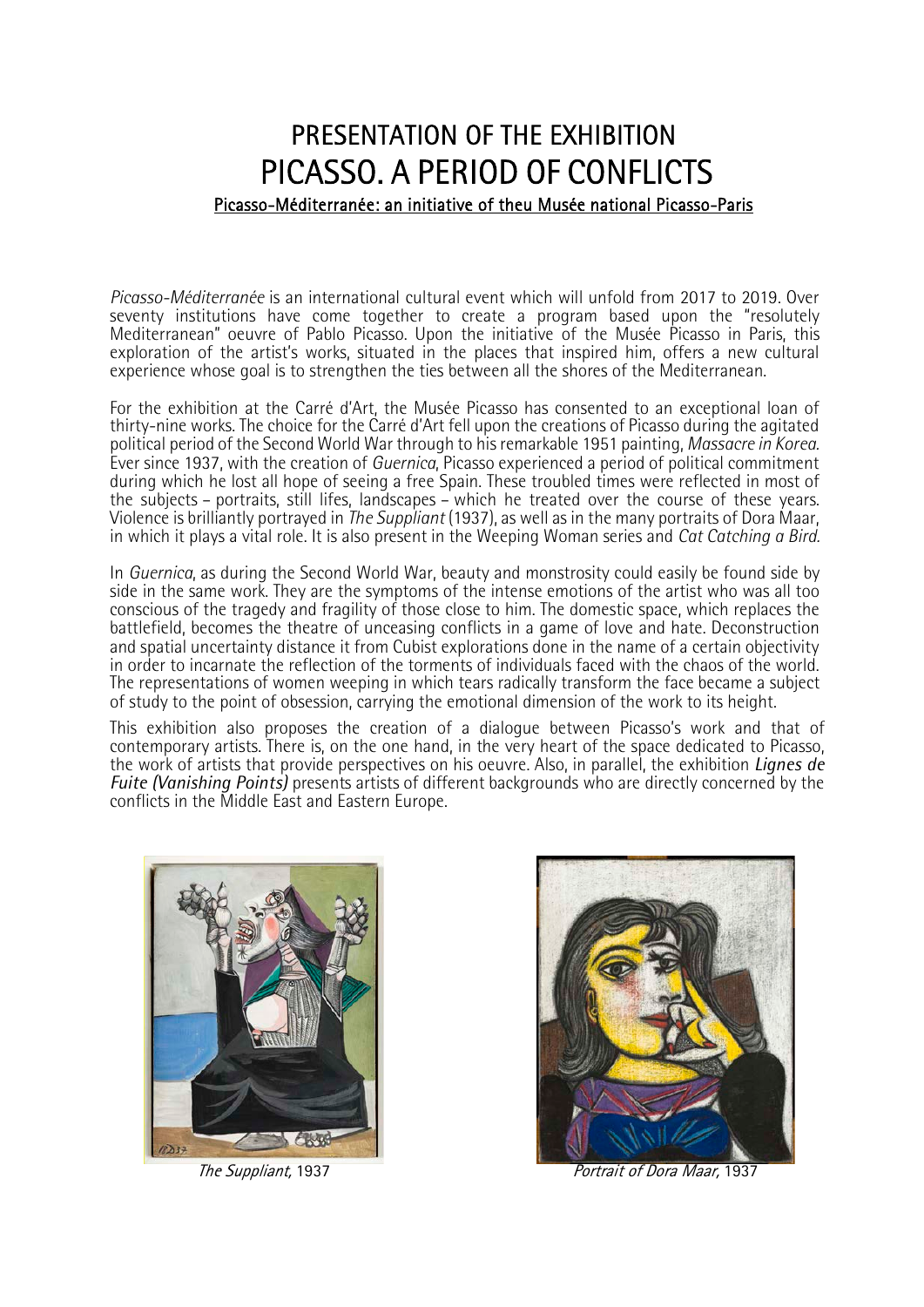# PRESENTATION OF THE EXHIBITION
# PICASSO. A PERIOD OF CONFLICTS

Picasso-Méditerranée: an initiative of theu Musée national Picasso-Paris

*Picasso-Méditerranée* is an international cultural event which will unfold from 2017 to 2019. Over seventy institutions have come together to create a program based upon the "resolutely Mediterranean" oeuvre of Pablo Picasso. Upon the initiative of the Musée Picasso in Paris, this exploration of the artist's works, situated in the places that inspired him, offers a new cultural experience whose goal is to strengthen the ties between all the shores of the Mediterranean.

For the exhibition at the Carré d'Art, the Musée Picasso has consented to an exceptional loan of thirty-nine works. The choice for the Carré d'Art fell upon the creations of Picasso during the agitated political period of the Second World War through to his remarkable 1951 painting, *Massacre in Korea*. Ever since 1937, with the creation of *Guernica*, Picasso experienced a period of political commitment during which he lost all hope of seeing a free Spain. These troubled times were reflected in most of the subjects – portraits, still lifes, landscapes – which he treated over the course of these years. Violence is brilliantly portrayed in *The Suppliant* (1937), as well as in the many portraits of Dora Maar, in which it plays a vital role. It is also present in the Weeping Woman series and *Cat Catching a Bird*.

In *Guernica*, as during the Second World War, beauty and monstrosity could easily be found side by side in the same work. They are the symptoms of the intense emotions of the artist who was all too conscious of the tragedy and fragility of those close to him. The domestic space, which replaces the battlefield, becomes the theatre of unceasing conflicts in a game of love and hate. Deconstruction and spatial uncertainty distance it from Cubist explorations done in the name of a certain objectivity in order to incarnate the reflection of the torments of individuals faced with the chaos of the world. The representations of women weeping in which tears radically transform the face became a subject of study to the point of obsession, carrying the emotional dimension of the work to its height.

This exhibition also proposes the creation of a dialogue between Picasso's work and that of contemporary artists. There is, on the one hand, in the very heart of the space dedicated to Picasso, the work of artists that provide perspectives on his oeuvre. Also, in parallel, the exhibition ***Lignes de Fuite (Vanishing Points)*** presents artists of different backgrounds who are directly concerned by the conflicts in the Middle East and Eastern Europe.

*The Suppliant,* 1937

*Portrait of Dora Maar,* 1937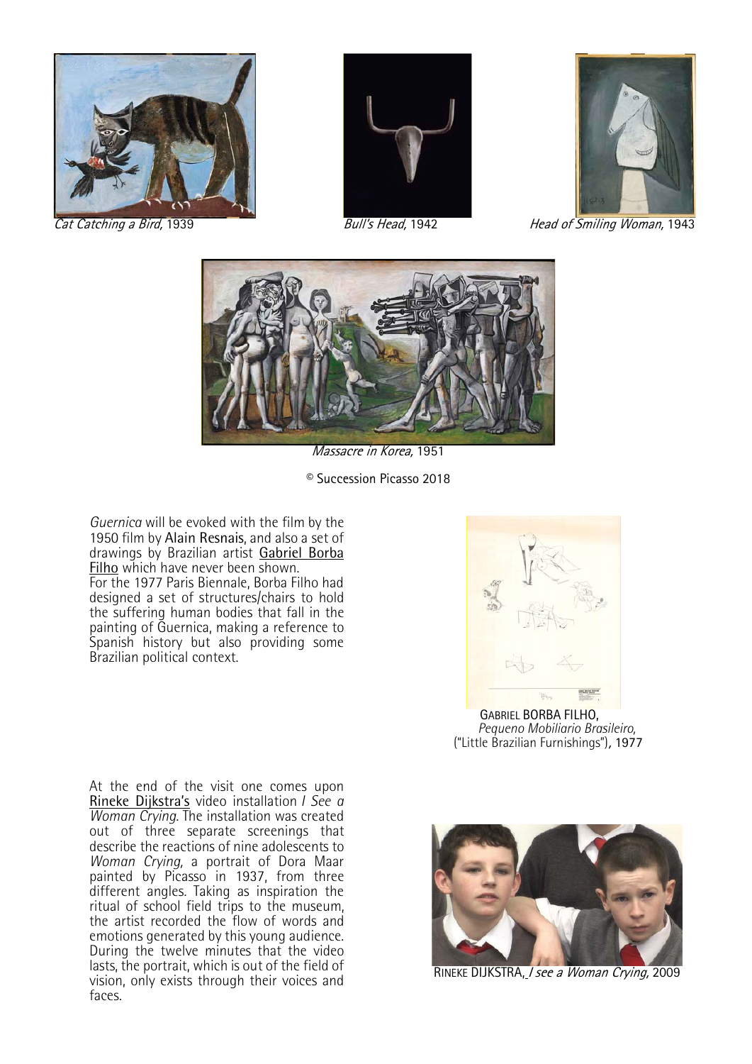*Cat Catching a Bird*, 1939

*Bull's Head*, 1942

*Head of Smiling Woman*, 1943

*Massacre in Korea*, 1951

© Succession Picasso 2018

*Guernica* will be evoked with the film by the 1950 film by Alain Resnais, and also a set of drawings by Brazilian artist Gabriel Borba Filho which have never been shown.
For the 1977 Paris Biennale, Borba Filho had designed a set of structures/chairs to hold the suffering human bodies that fall in the painting of Guernica, making a reference to Spanish history but also providing some Brazilian political context.

GABRIEL BORBA FILHO, *Pequeno Mobiliario Brasileiro*, ("Little Brazilian Furnishings"), 1977

At the end of the visit one comes upon Rineke Dijkstra's video installation *I See a Woman Crying*. The installation was created out of three separate screenings that describe the reactions of nine adolescents to *Woman Crying*, a portrait of Dora Maar painted by Picasso in 1937, from three different angles. Taking as inspiration the ritual of school field trips to the museum, the artist recorded the flow of words and emotions generated by this young audience. During the twelve minutes that the video lasts, the portrait, which is out of the field of vision, only exists through their voices and faces.

RINEKE DIJKSTRA, *I see a Woman Crying*, 2009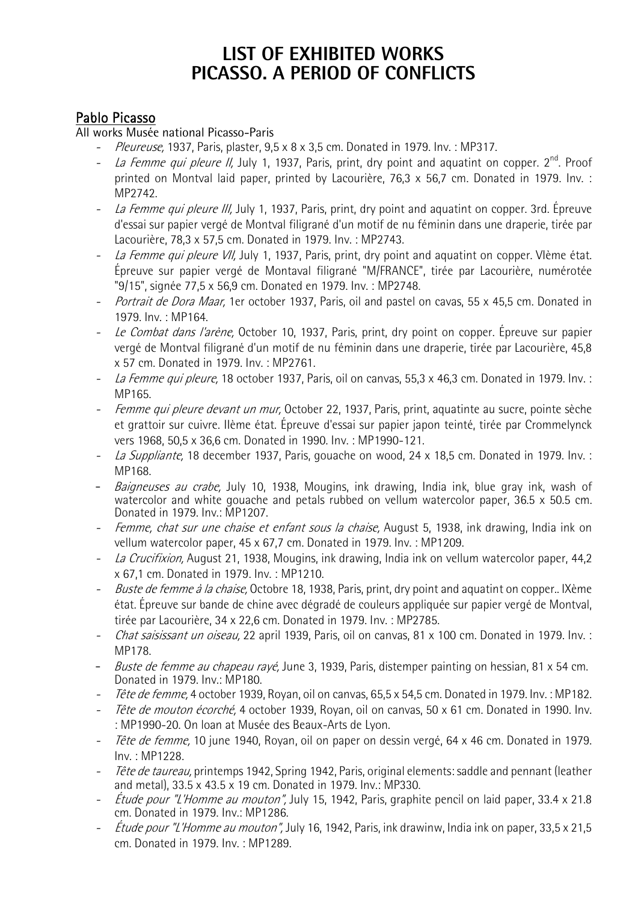# LIST OF EXHIBITED WORKS
# PICASSO. A PERIOD OF CONFLICTS

## Pablo Picasso

All works Musée national Picasso-Paris

- *Pleureuse,* 1937, Paris, plaster, 9,5 x 8 x 3,5 cm. Donated in 1979. Inv. : MP317.
- *La Femme qui pleure II,* July 1, 1937, Paris, print, dry point and aquatint on copper. 2nd. Proof printed on Montval laid paper, printed by Lacourière, 76,3 x 56,7 cm. Donated in 1979. Inv. : MP2742.
- *La Femme qui pleure III,* July 1, 1937, Paris, print, dry point and aquatint on copper. 3rd. Épreuve d'essai sur papier vergé de Montval filigrané d'un motif de nu féminin dans une draperie, tirée par Lacourière, 78,3 x 57,5 cm. Donated in 1979. Inv. : MP2743.
- *La Femme qui pleure VII,* July 1, 1937, Paris, print, dry point and aquatint on copper. VIème état. Épreuve sur papier vergé de Montaval filigrané "M/FRANCE", tirée par Lacourière, numérotée "9/15", signée 77,5 x 56,9 cm. Donated en 1979. Inv. : MP2748.
- *Portrait de Dora Maar,* 1er october 1937, Paris, oil and pastel on cavas, 55 x 45,5 cm. Donated in 1979. Inv. : MP164.
- *Le Combat dans l'arène,* October 10, 1937, Paris, print, dry point on copper. Épreuve sur papier vergé de Montval filigrané d'un motif de nu féminin dans une draperie, tirée par Lacourière, 45,8 x 57 cm. Donated in 1979. Inv. : MP2761.
- *La Femme qui pleure,* 18 october 1937, Paris, oil on canvas, 55,3 x 46,3 cm. Donated in 1979. Inv. : MP165.
- *Femme qui pleure devant un mur,* October 22, 1937, Paris, print, aquatinte au sucre, pointe sèche et grattoir sur cuivre. IIème état. Épreuve d'essai sur papier japon teinté, tirée par Crommelynck vers 1968, 50,5 x 36,6 cm. Donated in 1990. Inv. : MP1990-121.
- *La Suppliante,* 18 december 1937, Paris, gouache on wood, 24 x 18,5 cm. Donated in 1979. Inv. : MP168.
- *Baigneuses au crabe,* July 10, 1938, Mougins, ink drawing, India ink, blue gray ink, wash of watercolor and white gouache and petals rubbed on vellum watercolor paper, 36.5 x 50.5 cm. Donated in 1979. Inv.: MP1207.
- *Femme, chat sur une chaise et enfant sous la chaise,* August 5, 1938, ink drawing, India ink on vellum watercolor paper, 45 x 67,7 cm. Donated in 1979. Inv. : MP1209.
- *La Crucifixion,* August 21, 1938, Mougins, ink drawing, India ink on vellum watercolor paper, 44,2 x 67,1 cm. Donated in 1979. Inv. : MP1210.
- *Buste de femme à la chaise,* Octobre 18, 1938, Paris, print, dry point and aquatint on copper.. IXème état. Épreuve sur bande de chine avec dégradé de couleurs appliquée sur papier vergé de Montval, tirée par Lacourière, 34 x 22,6 cm. Donated in 1979. Inv. : MP2785.
- *Chat saisissant un oiseau,* 22 april 1939, Paris, oil on canvas, 81 x 100 cm. Donated in 1979. Inv. : MP178.
- *Buste de femme au chapeau rayé,* June 3, 1939, Paris, distemper painting on hessian, 81 x 54 cm. Donated in 1979. Inv.: MP180.
- *Tête de femme,* 4 october 1939, Royan, oil on canvas, 65,5 x 54,5 cm. Donated in 1979. Inv. : MP182.
- *Tête de mouton écorché,* 4 october 1939, Royan, oil on canvas, 50 x 61 cm. Donated in 1990. Inv. : MP1990-20. On loan at Musée des Beaux-Arts de Lyon.
- *Tête de femme,* 10 june 1940, Royan, oil on paper on dessin vergé, 64 x 46 cm. Donated in 1979. Inv. : MP1228.
- *Tête de taureau,* printemps 1942, Spring 1942, Paris, original elements: saddle and pennant (leather and metal), 33.5 x 43.5 x 19 cm. Donated in 1979. Inv.: MP330.
- *Étude pour "L'Homme au mouton",* July 15, 1942, Paris, graphite pencil on laid paper, 33.4 x 21.8 cm. Donated in 1979. Inv.: MP1286.
- *Étude pour "L'Homme au mouton",* July 16, 1942, Paris, ink drawinw, India ink on paper, 33,5 x 21,5 cm. Donated in 1979. Inv. : MP1289.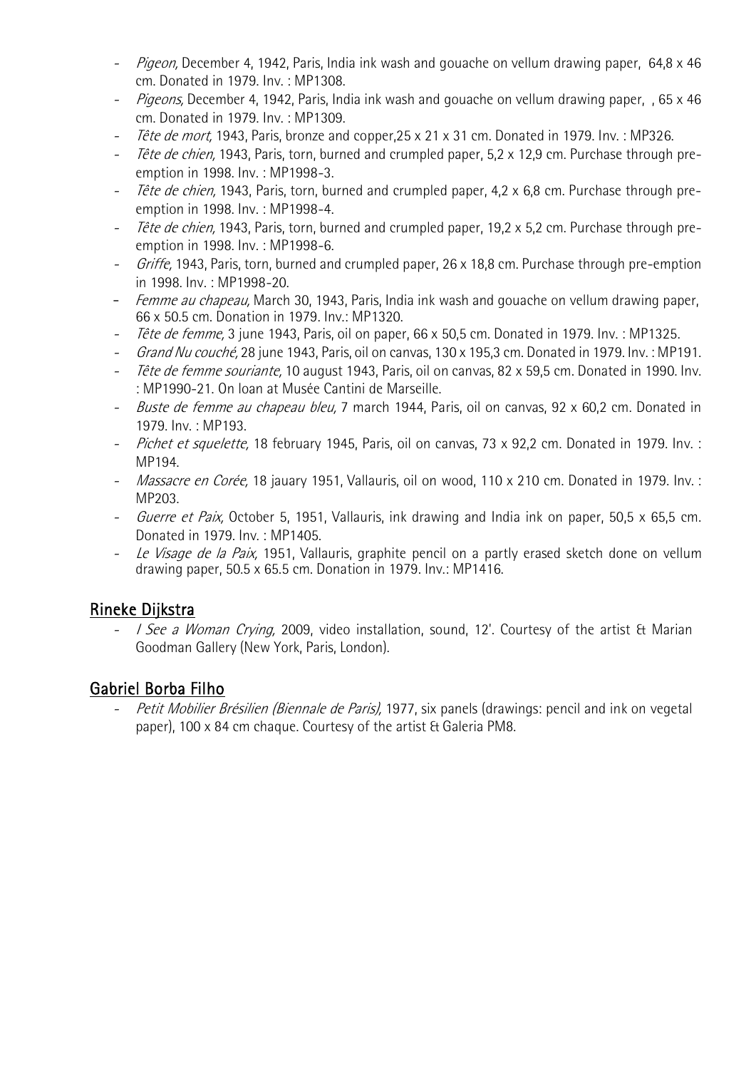- *Pigeon,* December 4, 1942, Paris, India ink wash and gouache on vellum drawing paper, 64,8 x 46 cm. Donated in 1979. Inv. : MP1308.
- *Pigeons,* December 4, 1942, Paris, India ink wash and gouache on vellum drawing paper, , 65 x 46 cm. Donated in 1979. Inv. : MP1309.
- *Tête de mort,* 1943, Paris, bronze and copper,25 x 21 x 31 cm. Donated in 1979. Inv. : MP326.
- *Tête de chien,* 1943, Paris, torn, burned and crumpled paper, 5,2 x 12,9 cm. Purchase through pre-emption in 1998. Inv. : MP1998-3.
- *Tête de chien,* 1943, Paris, torn, burned and crumpled paper, 4,2 x 6,8 cm. Purchase through pre-emption in 1998. Inv. : MP1998-4.
- *Tête de chien,* 1943, Paris, torn, burned and crumpled paper, 19,2 x 5,2 cm. Purchase through pre-emption in 1998. Inv. : MP1998-6.
- *Griffe,* 1943, Paris, torn, burned and crumpled paper, 26 x 18,8 cm. Purchase through pre-emption in 1998. Inv. : MP1998-20.
- *Femme au chapeau,* March 30, 1943, Paris, India ink wash and gouache on vellum drawing paper, 66 x 50.5 cm. Donation in 1979. Inv.: MP1320.
- *Tête de femme,* 3 june 1943, Paris, oil on paper, 66 x 50,5 cm. Donated in 1979. Inv. : MP1325.
- *Grand Nu couché,* 28 june 1943, Paris, oil on canvas, 130 x 195,3 cm. Donated in 1979. Inv. : MP191.
- *Tête de femme souriante,* 10 august 1943, Paris, oil on canvas, 82 x 59,5 cm. Donated in 1990. Inv. : MP1990-21. On loan at Musée Cantini de Marseille.
- *Buste de femme au chapeau bleu,* 7 march 1944, Paris, oil on canvas, 92 x 60,2 cm. Donated in 1979. Inv. : MP193.
- *Pichet et squelette,* 18 february 1945, Paris, oil on canvas, 73 x 92,2 cm. Donated in 1979. Inv. : MP194.
- *Massacre en Corée,* 18 jauary 1951, Vallauris, oil on wood, 110 x 210 cm. Donated in 1979. Inv. : MP203.
- *Guerre et Paix,* October 5, 1951, Vallauris, ink drawing and India ink on paper, 50,5 x 65,5 cm. Donated in 1979. Inv. : MP1405.
- *Le Visage de la Paix,* 1951, Vallauris, graphite pencil on a partly erased sketch done on vellum drawing paper, 50.5 x 65.5 cm. Donation in 1979. Inv.: MP1416.

## Rineke Dijkstra

- *I See a Woman Crying,* 2009, video installation, sound, 12'. Courtesy of the artist & Marian Goodman Gallery (New York, Paris, London).

## Gabriel Borba Filho

- *Petit Mobilier Brésilien (Biennale de Paris),* 1977, six panels (drawings: pencil and ink on vegetal paper), 100 x 84 cm chaque. Courtesy of the artist & Galeria PM8.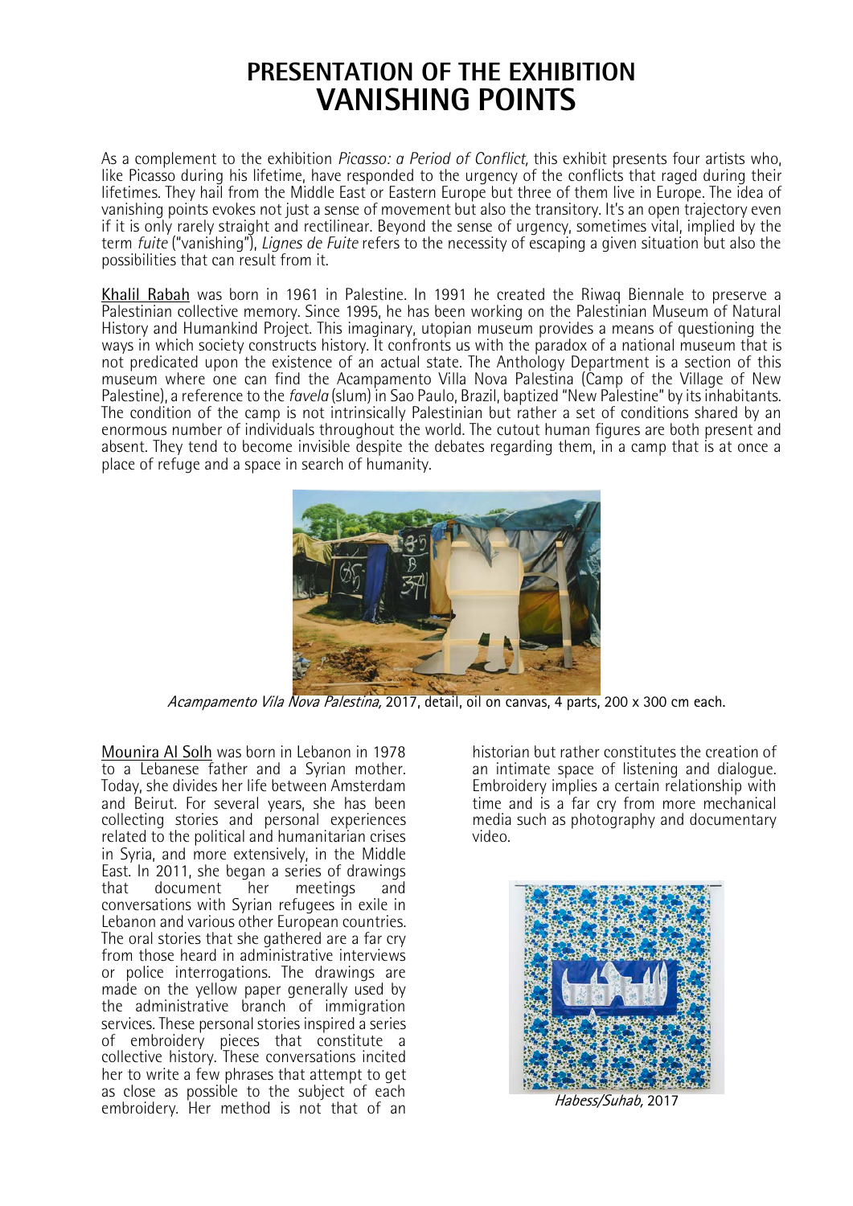# PRESENTATION OF THE EXHIBITION
# VANISHING POINTS

As a complement to the exhibition *Picasso: a Period of Conflict,* this exhibit presents four artists who, like Picasso during his lifetime, have responded to the urgency of the conflicts that raged during their lifetimes. They hail from the Middle East or Eastern Europe but three of them live in Europe. The idea of vanishing points evokes not just a sense of movement but also the transitory. It's an open trajectory even if it is only rarely straight and rectilinear. Beyond the sense of urgency, sometimes vital, implied by the term *fuite* ("vanishing"), *Lignes de Fuite* refers to the necessity of escaping a given situation but also the possibilities that can result from it.

Khalil Rabah was born in 1961 in Palestine. In 1991 he created the Riwaq Biennale to preserve a Palestinian collective memory. Since 1995, he has been working on the Palestinian Museum of Natural History and Humankind Project. This imaginary, utopian museum provides a means of questioning the ways in which society constructs history. It confronts us with the paradox of a national museum that is not predicated upon the existence of an actual state. The Anthology Department is a section of this museum where one can find the Acampamento Villa Nova Palestina (Camp of the Village of New Palestine), a reference to the *favela* (slum) in Sao Paulo, Brazil, baptized "New Palestine" by its inhabitants. The condition of the camp is not intrinsically Palestinian but rather a set of conditions shared by an enormous number of individuals throughout the world. The cutout human figures are both present and absent. They tend to become invisible despite the debates regarding them, in a camp that is at once a place of refuge and a space in search of humanity.

*Acampamento Vila Nova Palestina,* 2017, detail, oil on canvas, 4 parts, 200 x 300 cm each.

Mounira Al Solh was born in Lebanon in 1978 to a Lebanese father and a Syrian mother. Today, she divides her life between Amsterdam and Beirut. For several years, she has been collecting stories and personal experiences related to the political and humanitarian crises in Syria, and more extensively, in the Middle East. In 2011, she began a series of drawings that document her meetings and conversations with Syrian refugees in exile in Lebanon and various other European countries. The oral stories that she gathered are a far cry from those heard in administrative interviews or police interrogations. The drawings are made on the yellow paper generally used by the administrative branch of immigration services. These personal stories inspired a series of embroidery pieces that constitute a collective history. These conversations incited her to write a few phrases that attempt to get as close as possible to the subject of each embroidery. Her method is not that of an historian but rather constitutes the creation of an intimate space of listening and dialogue. Embroidery implies a certain relationship with time and is a far cry from more mechanical media such as photography and documentary video.

*Habess/Suhab,* 2017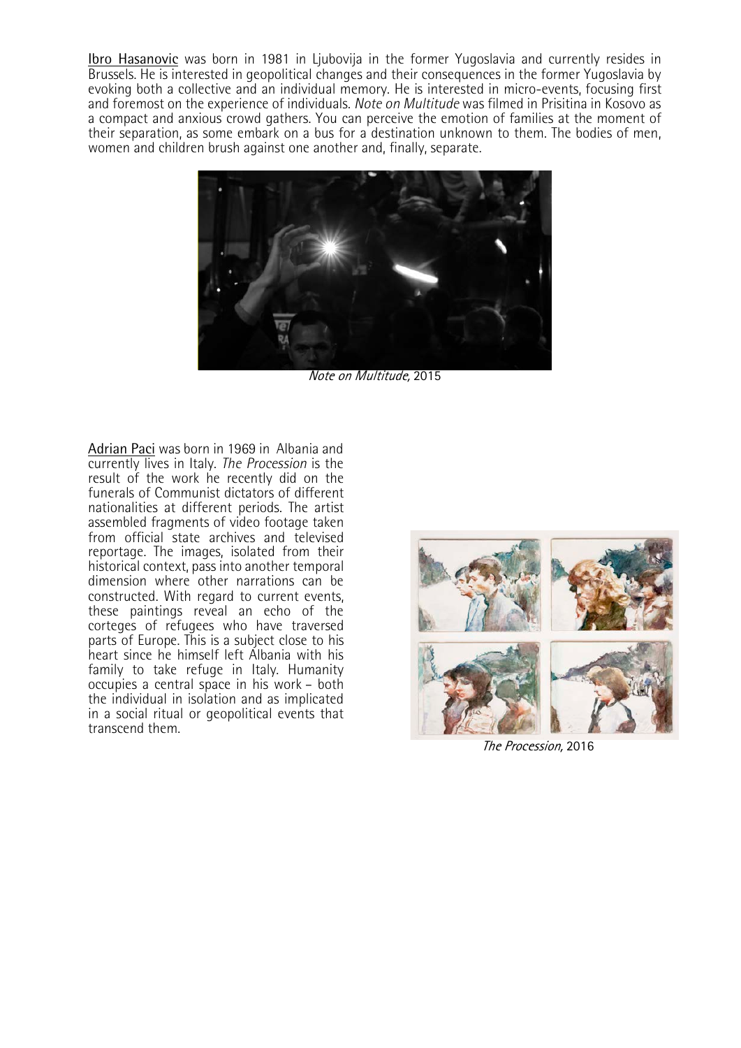Ibro Hasanovic was born in 1981 in Ljubovija in the former Yugoslavia and currently resides in Brussels. He is interested in geopolitical changes and their consequences in the former Yugoslavia by evoking both a collective and an individual memory. He is interested in micro-events, focusing first and foremost on the experience of individuals. *Note on Multitude* was filmed in Prisitina in Kosovo as a compact and anxious crowd gathers. You can perceive the emotion of families at the moment of their separation, as some embark on a bus for a destination unknown to them. The bodies of men, women and children brush against one another and, finally, separate.

*Note on Multitude*, 2015

Adrian Paci was born in 1969 in Albania and currently lives in Italy. *The Procession* is the result of the work he recently did on the funerals of Communist dictators of different nationalities at different periods. The artist assembled fragments of video footage taken from official state archives and televised reportage. The images, isolated from their historical context, pass into another temporal dimension where other narrations can be constructed. With regard to current events, these paintings reveal an echo of the corteges of refugees who have traversed parts of Europe. This is a subject close to his heart since he himself left Albania with his family to take refuge in Italy. Humanity occupies a central space in his work – both the individual in isolation and as implicated in a social ritual or geopolitical events that transcend them.

*The Procession*, 2016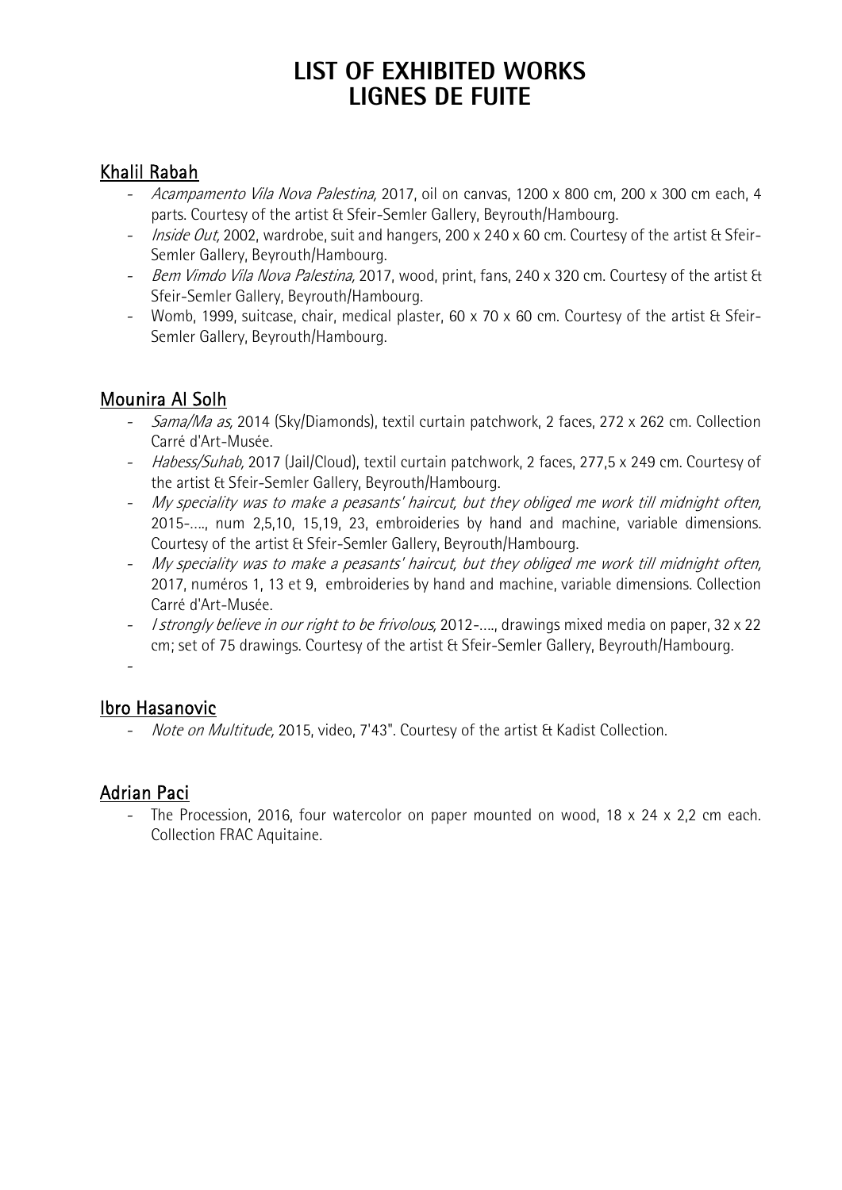# LIST OF EXHIBITED WORKS
# LIGNES DE FUITE

## Khalil Rabah

- *Acampamento Vila Nova Palestina,* 2017, oil on canvas, 1200 x 800 cm, 200 x 300 cm each, 4 parts. Courtesy of the artist & Sfeir-Semler Gallery, Beyrouth/Hambourg.
- *Inside Out,* 2002, wardrobe, suit and hangers, 200 x 240 x 60 cm. Courtesy of the artist & Sfeir-Semler Gallery, Beyrouth/Hambourg.
- *Bem Vimdo Vila Nova Palestina,* 2017, wood, print, fans, 240 x 320 cm. Courtesy of the artist & Sfeir-Semler Gallery, Beyrouth/Hambourg.
- Womb, 1999, suitcase, chair, medical plaster, 60 x 70 x 60 cm. Courtesy of the artist & Sfeir-Semler Gallery, Beyrouth/Hambourg.

## Mounira Al Solh

- *Sama/Ma as,* 2014 (Sky/Diamonds), textil curtain patchwork, 2 faces, 272 x 262 cm. Collection Carré d'Art-Musée.
- *Habess/Suhab,* 2017 (Jail/Cloud), textil curtain patchwork, 2 faces, 277,5 x 249 cm. Courtesy of the artist & Sfeir-Semler Gallery, Beyrouth/Hambourg.
- *My speciality was to make a peasants' haircut, but they obliged me work till midnight often,* 2015-...., num 2,5,10, 15,19, 23, embroideries by hand and machine, variable dimensions. Courtesy of the artist & Sfeir-Semler Gallery, Beyrouth/Hambourg.
- *My speciality was to make a peasants' haircut, but they obliged me work till midnight often,* 2017, numéros 1, 13 et 9, embroideries by hand and machine, variable dimensions. Collection Carré d'Art-Musée.
- *I strongly believe in our right to be frivolous,* 2012-...., drawings mixed media on paper, 32 x 22 cm; set of 75 drawings. Courtesy of the artist & Sfeir-Semler Gallery, Beyrouth/Hambourg.
-

## Ibro Hasanovic

- *Note on Multitude,* 2015, video, 7'43". Courtesy of the artist & Kadist Collection.

## Adrian Paci

- The Procession, 2016, four watercolor on paper mounted on wood, 18 x 24 x 2,2 cm each. Collection FRAC Aquitaine.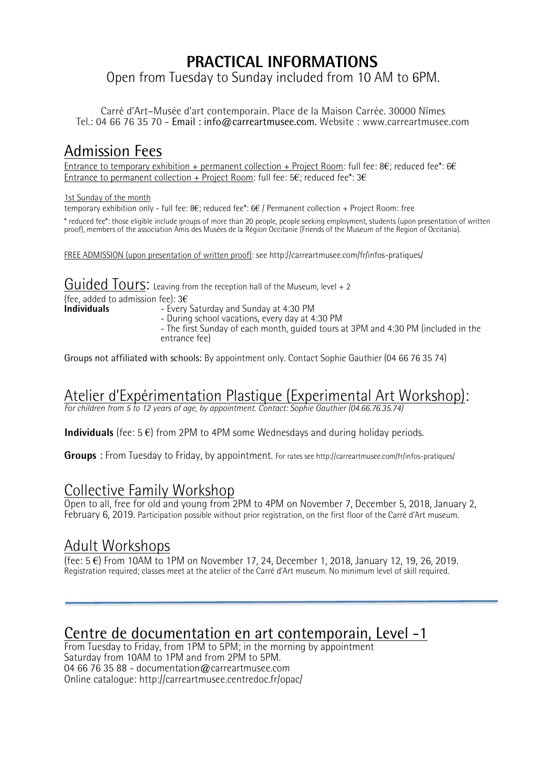# PRACTICAL INFORMATIONS

Open from Tuesday to Sunday included from 10 AM to 6PM.

Carré d'Art–Musée d'art contemporain. Place de la Maison Carrée. 30000 Nîmes
Tel.: 04 66 76 35 70 - Email : info@carreartmusee.com. Website : www.carreartmusee.com

## Admission Fees

Entrance to temporary exhibition + permanent collection + Project Room: full fee: 8€; reduced fee*: 6€
Entrance to permanent collection + Project Room: full fee: 5€; reduced fee*: 3€

1st Sunday of the month
temporary exhibition only - full fee: 8€; reduced fee*: 6€ / Permanent collection + Project Room: free

* reduced fee*: those eligible include groups of more than 20 people, people seeking employment, students (upon presentation of written proof), members of the association Amis des Musées de la Région Occitanie (Friends of the Museum of the Region of Occitania).

FREE ADMISSION (upon presentation of written proof): see http://carreartmusee.com/fr/infos-pratiques/

## Guided Tours: Leaving from the reception hall of the Museum, level + 2

(fee, added to admission fee): 3€

**Individuals**
- Every Saturday and Sunday at 4:30 PM
- During school vacations, every day at 4:30 PM
- The first Sunday of each month, guided tours at 3PM and 4:30 PM (included in the entrance fee)

Groups not affiliated with schools: By appointment only. Contact Sophie Gauthier (04 66 76 35 74)

## Atelier d'Expérimentation Plastique (Experimental Art Workshop):

*For children from 5 to 12 years of age, by appointment. Contact: Sophie Gauthier (04.66.76.35.74)*

**Individuals** (fee: 5 €) from 2PM to 4PM some Wednesdays and during holiday periods.

**Groups** : From Tuesday to Friday, by appointment. For rates see http://carreartmusee.com/fr/infos-pratiques/

## Collective Family Workshop

Open to all, free for old and young from 2PM to 4PM on November 7, December 5, 2018, January 2, February 6, 2019. Participation possible without prior registration, on the first floor of the Carré d'Art museum.

## Adult Workshops

(fee: 5 €) From 10AM to 1PM on November 17, 24, December 1, 2018, January 12, 19, 26, 2019. Registration required; classes meet at the atelier of the Carré d'Art museum. No minimum level of skill required.

---

## Centre de documentation en art contemporain, Level -1

From Tuesday to Friday, from 1PM to 5PM; in the morning by appointment
Saturday from 10AM to 1PM and from 2PM to 5PM.
04 66 76 35 88 - documentation@carreartmusee.com
Online catalogue: http://carreartmusee.centredoc.fr/opac/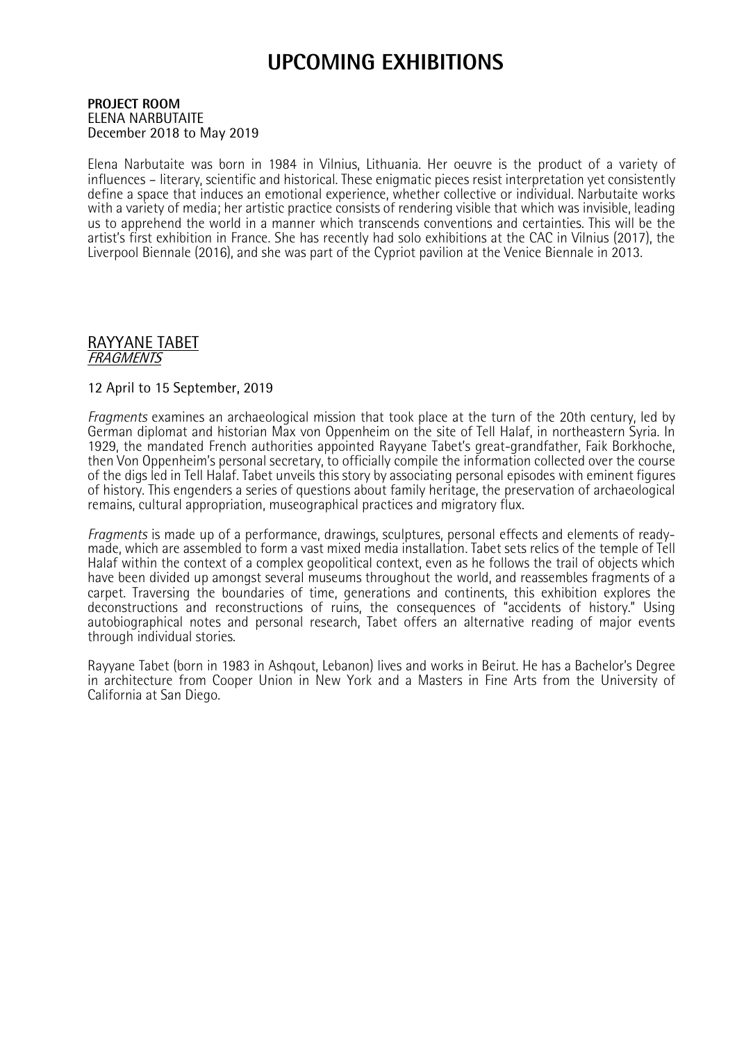# UPCOMING EXHIBITIONS

**PROJECT ROOM**
ELENA NARBUTAITE
December 2018 to May 2019

Elena Narbutaite was born in 1984 in Vilnius, Lithuania. Her oeuvre is the product of a variety of influences – literary, scientific and historical. These enigmatic pieces resist interpretation yet consistently define a space that induces an emotional experience, whether collective or individual. Narbutaite works with a variety of media; her artistic practice consists of rendering visible that which was invisible, leading us to apprehend the world in a manner which transcends conventions and certainties. This will be the artist's first exhibition in France. She has recently had solo exhibitions at the CAC in Vilnius (2017), the Liverpool Biennale (2016), and she was part of the Cypriot pavilion at the Venice Biennale in 2013.

## RAYYANE TABET
*FRAGMENTS*

12 April to 15 September, 2019

*Fragments* examines an archaeological mission that took place at the turn of the 20th century, led by German diplomat and historian Max von Oppenheim on the site of Tell Halaf, in northeastern Syria. In 1929, the mandated French authorities appointed Rayyane Tabet's great-grandfather, Faik Borkhoche, then Von Oppenheim's personal secretary, to officially compile the information collected over the course of the digs led in Tell Halaf. Tabet unveils this story by associating personal episodes with eminent figures of history. This engenders a series of questions about family heritage, the preservation of archaeological remains, cultural appropriation, museographical practices and migratory flux.

*Fragments* is made up of a performance, drawings, sculptures, personal effects and elements of ready-made, which are assembled to form a vast mixed media installation. Tabet sets relics of the temple of Tell Halaf within the context of a complex geopolitical context, even as he follows the trail of objects which have been divided up amongst several museums throughout the world, and reassembles fragments of a carpet. Traversing the boundaries of time, generations and continents, this exhibition explores the deconstructions and reconstructions of ruins, the consequences of "accidents of history." Using autobiographical notes and personal research, Tabet offers an alternative reading of major events through individual stories.

Rayyane Tabet (born in 1983 in Ashqout, Lebanon) lives and works in Beirut. He has a Bachelor's Degree in architecture from Cooper Union in New York and a Masters in Fine Arts from the University of California at San Diego.